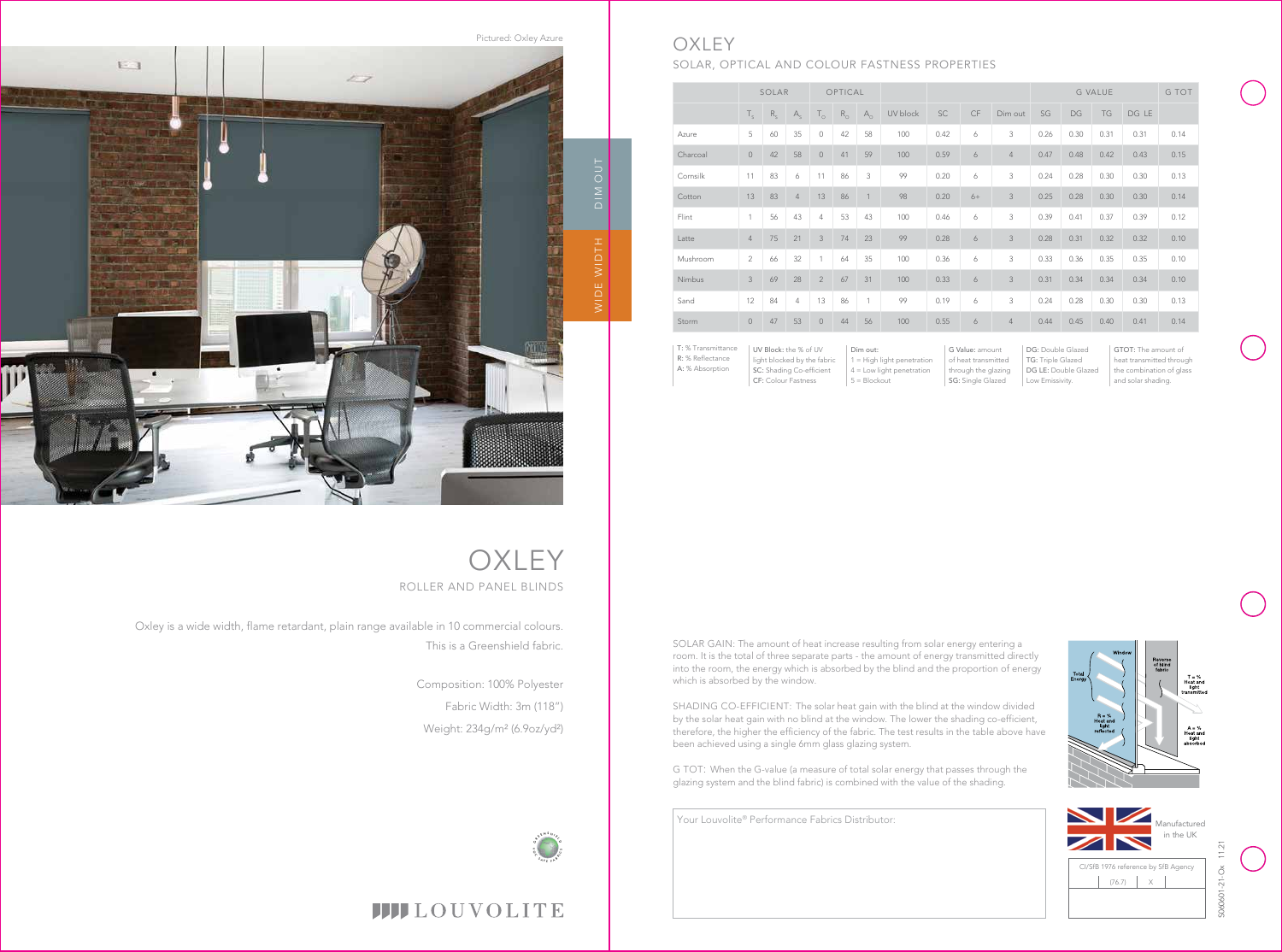Pictured: Oxley Azure

DIM OUT

WIDE WIDTH

# OXLEY

ROLLER AND PANEL BLINDS

Oxley is a wide width, flame retardant, plain range available in 10 commercial colours.
This is a Greenshield fabric.

Composition: 100% Polyester

Fabric Width: 3m (118")

Weight: 234g/m² (6.9oz/yd²)

LOUVOLITE

# OXLEY

## SOLAR, OPTICAL AND COLOUR FASTNESS PROPERTIES

| | SOLAR | | | OPTICAL | | | | | | | G VALUE | | | | G TOT |
|---|---|---|---|---|---|---|---|---|---|---|---|---|---|---|---|
| | $T_S$ | $R_S$ | $A_S$ | $T_O$ | $R_O$ | $A_O$ | UV block | SC | CF | Dim out | SG | DG | TG | DG LE | |
| Azure | 5 | 60 | 35 | 0 | 42 | 58 | 100 | 0.42 | 6 | 3 | 0.26 | 0.30 | 0.31 | 0.31 | 0.14 |
| Charcoal | 0 | 42 | 58 | 0 | 41 | 59 | 100 | 0.59 | 6 | 4 | 0.47 | 0.48 | 0.42 | 0.43 | 0.15 |
| Cornsilk | 11 | 83 | 6 | 11 | 86 | 3 | 99 | 0.20 | 6 | 3 | 0.24 | 0.28 | 0.30 | 0.30 | 0.13 |
| Cotton | 13 | 83 | 4 | 13 | 86 | 1 | 98 | 0.20 | 6+ | 3 | 0.25 | 0.28 | 0.30 | 0.30 | 0.14 |
| Flint | 1 | 56 | 43 | 4 | 53 | 43 | 100 | 0.46 | 6 | 3 | 0.39 | 0.41 | 0.37 | 0.39 | 0.12 |
| Latte | 4 | 75 | 21 | 3 | 74 | 23 | 99 | 0.28 | 6 | 3 | 0.28 | 0.31 | 0.32 | 0.32 | 0.10 |
| Mushroom | 2 | 66 | 32 | 1 | 64 | 35 | 100 | 0.36 | 6 | 3 | 0.33 | 0.36 | 0.35 | 0.35 | 0.10 |
| Nimbus | 3 | 69 | 28 | 2 | 67 | 31 | 100 | 0.33 | 6 | 3 | 0.31 | 0.34 | 0.34 | 0.34 | 0.10 |
| Sand | 12 | 84 | 4 | 13 | 86 | 1 | 99 | 0.19 | 6 | 3 | 0.24 | 0.28 | 0.30 | 0.30 | 0.13 |
| Storm | 0 | 47 | 53 | 0 | 44 | 56 | 100 | 0.55 | 6 | 4 | 0.44 | 0.45 | 0.40 | 0.41 | 0.14 |

**T:** % Transmittance
**R:** % Reflectance
**A:** % Absorption

**UV Block:** the % of UV light blocked by the fabric
**SC:** Shading Co-efficient
**CF:** Colour Fastness

**Dim out:**
1 = High light penetration
4 = Low light penetration
5 = Blockout

**G Value:** amount of heat transmitted through the glazing
**SG:** Single Glazed

**DG:** Double Glazed
**TG:** Triple Glazed
**DG LE:** Double Glazed Low Emissivity.

**GTOT:** The amount of heat transmitted through the combination of glass and solar shading.

SOLAR GAIN: The amount of heat increase resulting from solar energy entering a room. It is the total of three separate parts - the amount of energy transmitted directly into the room, the energy which is absorbed by the blind and the proportion of energy which is absorbed by the window.

SHADING CO-EFFICIENT: The solar heat gain with the blind at the window divided by the solar heat gain with no blind at the window. The lower the shading co-efficient, therefore, the higher the efficiency of the fabric. The test results in the table above have been achieved using a single 6mm glass glazing system.

G TOT: When the G-value (a measure of total solar energy that passes through the glazing system and the blind fabric) is combined with the value of the shading.

Window | Reverse of blind fabric | Total Energy | T = % Heat and light transmitted | R = % Heat and light reflected | A = % Heat and light absorbed

Your Louvolite® Performance Fabrics Distributor:

Manufactured in the UK

CI/SfB 1976 reference by SfB Agency

(76.7) | X

S060601-21-Ox 11/21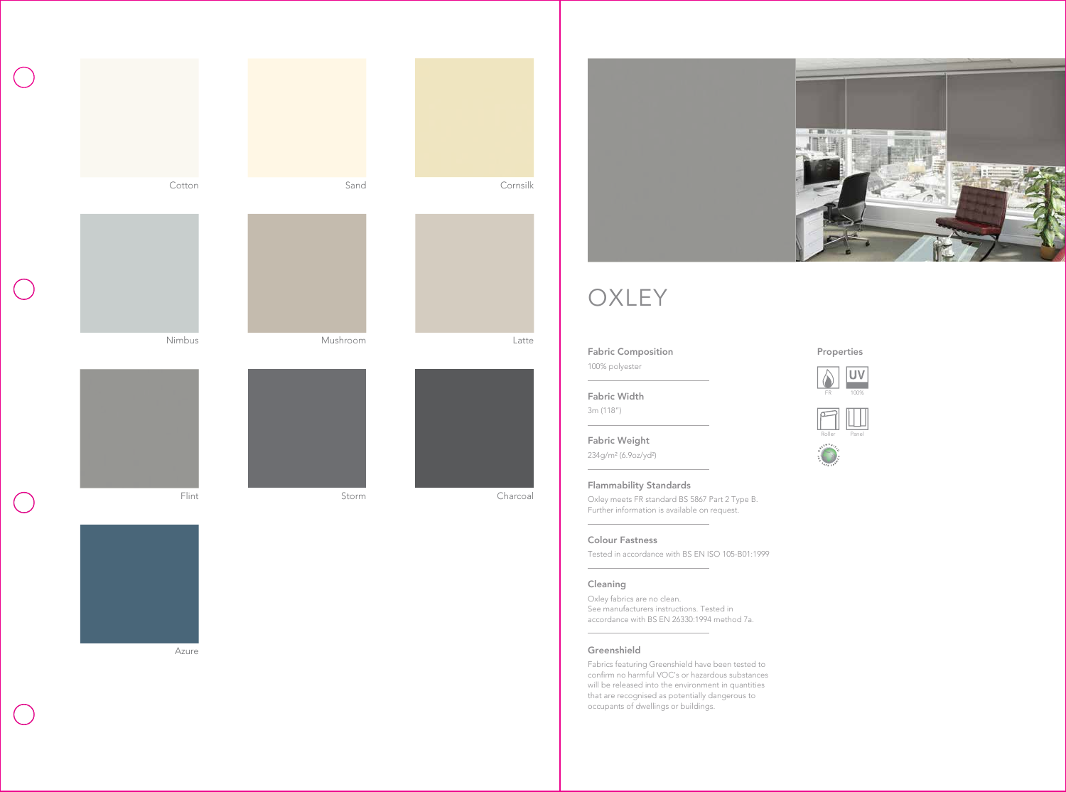Cotton

Sand

Cornsilk

Nimbus

Mushroom

Latte

Flint

Storm

Charcoal

Azure

# OXLEY

### Fabric Composition

100% polyester

### Fabric Width

3m (118")

### Fabric Weight

234g/m² (6.9oz/yd²)

### Flammability Standards

Oxley meets FR standard BS 5867 Part 2 Type B.
Further information is available on request.

### Colour Fastness

Tested in accordance with BS EN ISO 105-B01:1999

### Cleaning

Oxley fabrics are no clean.
See manufacturers instructions. Tested in accordance with BS EN 26330:1994 method 7a.

### Greenshield

Fabrics featuring Greenshield have been tested to confirm no harmful VOC's or hazardous substances will be released into the environment in quantities that are recognised as potentially dangerous to occupants of dwellings or buildings.

### Properties

FR

UV 100%

Roller

Panel